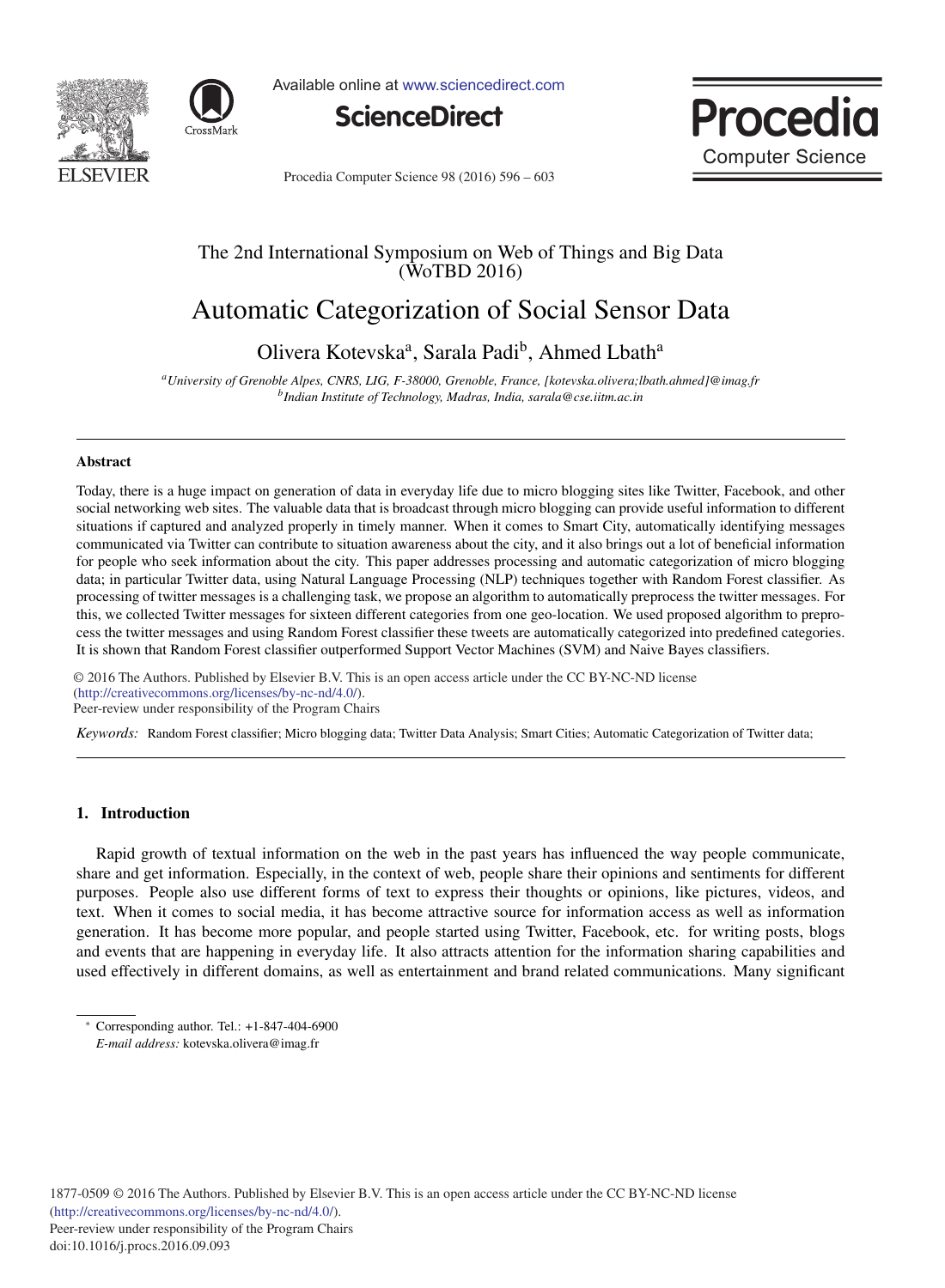The 2nd International Symposium on Web of Things and Big Data (WoTBD 2016)

# Automatic Categorization of Social Sensor Data

Olivera Kotevska[a], Sarala Padi[b], Ahmed Lbath[a]

[a]*University of Grenoble Alpes, CNRS, LIG, F-38000, Grenoble, France, [kotevska.olivera;lbath.ahmed]@imag.fr*
[b]*Indian Institute of Technology, Madras, India, sarala@cse.iitm.ac.in*

---

## Abstract

Today, there is a huge impact on generation of data in everyday life due to micro blogging sites like Twitter, Facebook, and other social networking web sites. The valuable data that is broadcast through micro blogging can provide useful information to different situations if captured and analyzed properly in timely manner. When it comes to Smart City, automatically identifying messages communicated via Twitter can contribute to situation awareness about the city, and it also brings out a lot of beneficial information for people who seek information about the city. This paper addresses processing and automatic categorization of micro blogging data; in particular Twitter data, using Natural Language Processing (NLP) techniques together with Random Forest classifier. As processing of twitter messages is a challenging task, we propose an algorithm to automatically preprocess the twitter messages. For this, we collected Twitter messages for sixteen different categories from one geo-location. We used proposed algorithm to preprocess the twitter messages and using Random Forest classifier these tweets are automatically categorized into predefined categories. It is shown that Random Forest classifier outperformed Support Vector Machines (SVM) and Naive Bayes classifiers.

© 2016 The Authors. Published by Elsevier B.V. This is an open access article under the CC BY-NC-ND license (http://creativecommons.org/licenses/by-nc-nd/4.0/).
Peer-review under responsibility of the Program Chairs

*Keywords:* Random Forest classifier; Micro blogging data; Twitter Data Analysis; Smart Cities; Automatic Categorization of Twitter data;

---

## 1. Introduction

Rapid growth of textual information on the web in the past years has influenced the way people communicate, share and get information. Especially, in the context of web, people share their opinions and sentiments for different purposes. People also use different forms of text to express their thoughts or opinions, like pictures, videos, and text. When it comes to social media, it has become attractive source for information access as well as information generation. It has become more popular, and people started using Twitter, Facebook, etc. for writing posts, blogs and events that are happening in everyday life. It also attracts attention for the information sharing capabilities and used effectively in different domains, as well as entertainment and brand related communications. Many significant

---

* Corresponding author. Tel.: +1-847-404-6900
*E-mail address:* kotevska.olivera@imag.fr

1877-0509 © 2016 The Authors. Published by Elsevier B.V. This is an open access article under the CC BY-NC-ND license (http://creativecommons.org/licenses/by-nc-nd/4.0/).
Peer-review under responsibility of the Program Chairs
doi:10.1016/j.procs.2016.09.093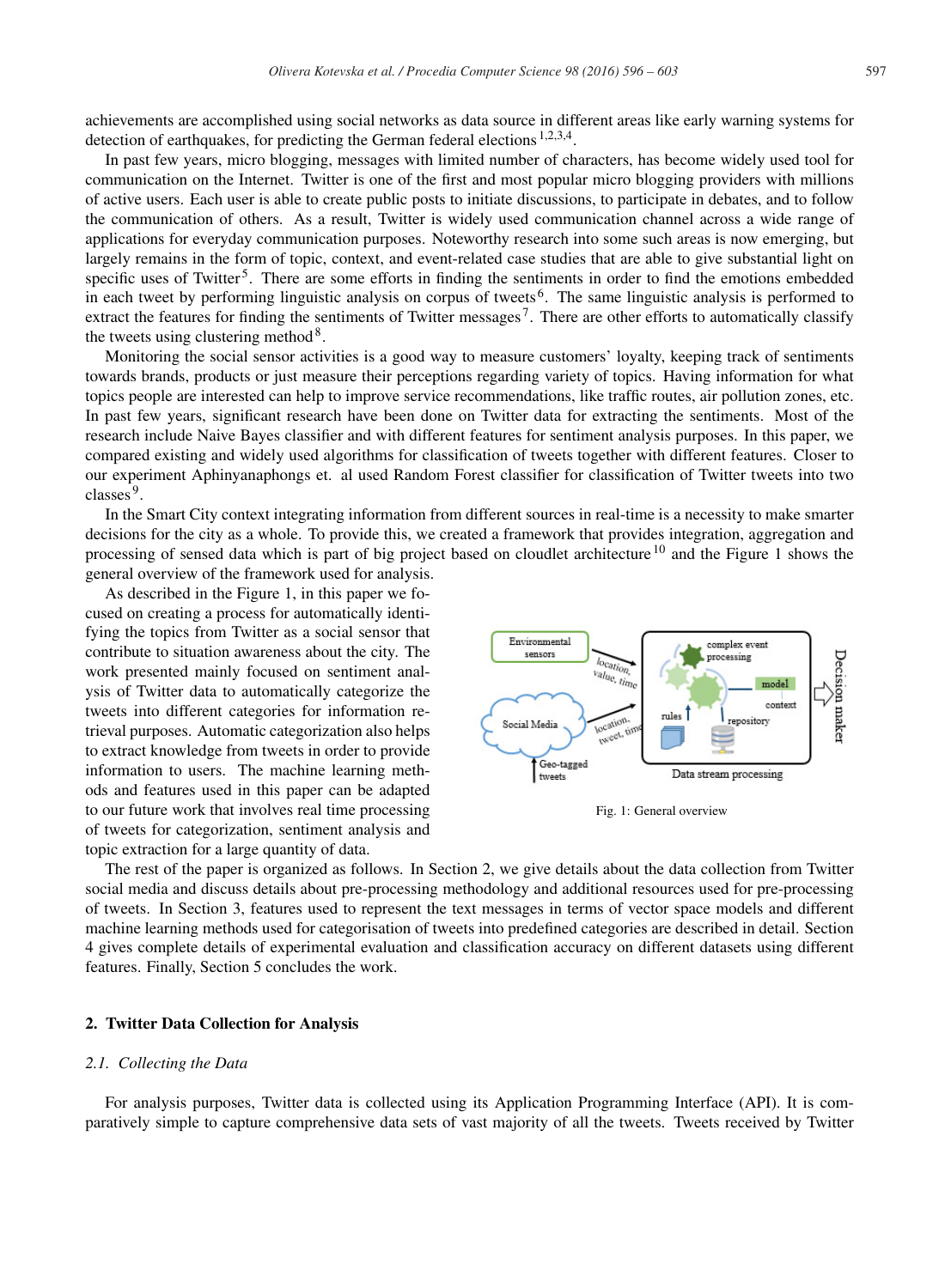achievements are accomplished using social networks as data source in different areas like early warning systems for detection of earthquakes, for predicting the German federal elections [1,2,3,4].

In past few years, micro blogging, messages with limited number of characters, has become widely used tool for communication on the Internet. Twitter is one of the first and most popular micro blogging providers with millions of active users. Each user is able to create public posts to initiate discussions, to participate in debates, and to follow the communication of others. As a result, Twitter is widely used communication channel across a wide range of applications for everyday communication purposes. Noteworthy research into some such areas is now emerging, but largely remains in the form of topic, context, and event-related case studies that are able to give substantial light on specific uses of Twitter [5]. There are some efforts in finding the sentiments in order to find the emotions embedded in each tweet by performing linguistic analysis on corpus of tweets [6]. The same linguistic analysis is performed to extract the features for finding the sentiments of Twitter messages [7]. There are other efforts to automatically classify the tweets using clustering method [8].

Monitoring the social sensor activities is a good way to measure customers' loyalty, keeping track of sentiments towards brands, products or just measure their perceptions regarding variety of topics. Having information for what topics people are interested can help to improve service recommendations, like traffic routes, air pollution zones, etc. In past few years, significant research have been done on Twitter data for extracting the sentiments. Most of the research include Naive Bayes classifier and with different features for sentiment analysis purposes. In this paper, we compared existing and widely used algorithms for classification of tweets together with different features. Closer to our experiment Aphinyanaphongs et. al used Random Forest classifier for classification of Twitter tweets into two classes [9].

In the Smart City context integrating information from different sources in real-time is a necessity to make smarter decisions for the city as a whole. To provide this, we created a framework that provides integration, aggregation and processing of sensed data which is part of big project based on cloudlet architecture [10] and the Figure 1 shows the general overview of the framework used for analysis.

As described in the Figure 1, in this paper we focused on creating a process for automatically identifying the topics from Twitter as a social sensor that contribute to situation awareness about the city. The work presented mainly focused on sentiment analysis of Twitter data to automatically categorize the tweets into different categories for information retrieval purposes. Automatic categorization also helps to extract knowledge from tweets in order to provide information to users. The machine learning methods and features used in this paper can be adapted to our future work that involves real time processing of tweets for categorization, sentiment analysis and topic extraction for a large quantity of data.

Fig. 1: General overview

The rest of the paper is organized as follows. In Section 2, we give details about the data collection from Twitter social media and discuss details about pre-processing methodology and additional resources used for pre-processing of tweets. In Section 3, features used to represent the text messages in terms of vector space models and different machine learning methods used for categorisation of tweets into predefined categories are described in detail. Section 4 gives complete details of experimental evaluation and classification accuracy on different datasets using different features. Finally, Section 5 concludes the work.

## 2. Twitter Data Collection for Analysis

### *2.1. Collecting the Data*

For analysis purposes, Twitter data is collected using its Application Programming Interface (API). It is comparatively simple to capture comprehensive data sets of vast majority of all the tweets. Tweets received by Twitter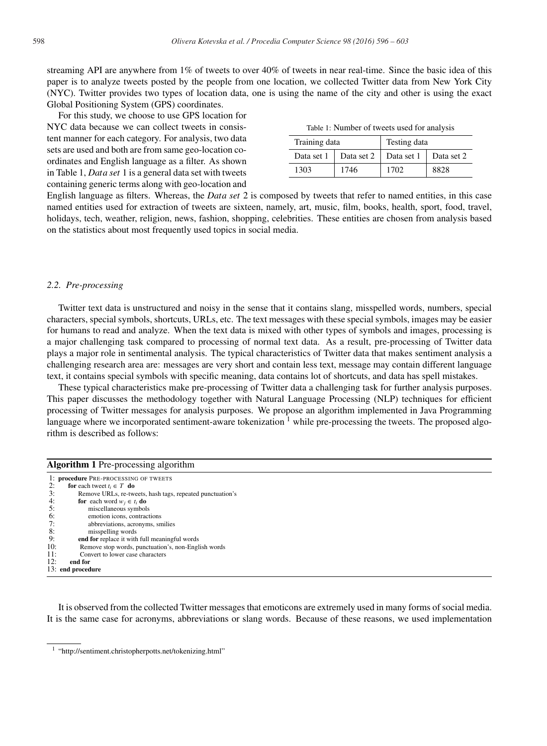streaming API are anywhere from 1% of tweets to over 40% of tweets in near real-time. Since the basic idea of this paper is to analyze tweets posted by the people from one location, we collected Twitter data from New York City (NYC). Twitter provides two types of location data, one is using the name of the city and other is using the exact Global Positioning System (GPS) coordinates.

For this study, we choose to use GPS location for NYC data because we can collect tweets in consistent manner for each category. For analysis, two data sets are used and both are from same geo-location coordinates and English language as a filter. As shown in Table 1, *Data set* 1 is a general data set with tweets containing generic terms along with geo-location and English language as filters. Whereas, the *Data set* 2 is composed by tweets that refer to named entities, in this case named entities used for extraction of tweets are sixteen, namely, art, music, film, books, health, sport, food, travel, holidays, tech, weather, religion, news, fashion, shopping, celebrities. These entities are chosen from analysis based on the statistics about most frequently used topics in social media.

Table 1: Number of tweets used for analysis

| Training data | | Testing data | |
|---|---|---|---|
| Data set 1 | Data set 2 | Data set 1 | Data set 2 |
| 1303 | 1746 | 1702 | 8828 |

### 2.2. Pre-processing

Twitter text data is unstructured and noisy in the sense that it contains slang, misspelled words, numbers, special characters, special symbols, shortcuts, URLs, etc. The text messages with these special symbols, images may be easier for humans to read and analyze. When the text data is mixed with other types of symbols and images, processing is a major challenging task compared to processing of normal text data. As a result, pre-processing of Twitter data plays a major role in sentimental analysis. The typical characteristics of Twitter data that makes sentiment analysis a challenging research area are: messages are very short and contain less text, message may contain different language text, it contains special symbols with specific meaning, data contains lot of shortcuts, and data has spell mistakes.

These typical characteristics make pre-processing of Twitter data a challenging task for further analysis purposes. This paper discusses the methodology together with Natural Language Processing (NLP) techniques for efficient processing of Twitter messages for analysis purposes. We propose an algorithm implemented in Java Programming language where we incorporated sentiment-aware tokenization [1] while pre-processing the tweets. The proposed algorithm is described as follows:

**Algorithm 1** Pre-processing algorithm

```
1:  procedure PRE-PROCESSING OF TWEETS
2:      for each tweet t_i ∈ T do
3:          Remove URLs, re-tweets, hash tags, repeated punctuation's
4:          for each word w_j ∈ t_i do
5:              miscellaneous symbols
6:              emotion icons, contractions
7:              abbreviations, acronyms, smilies
8:              misspelling words
9:          end for replace it with full meaningful words
10:         Remove stop words, punctuation's, non-English words
11:         Convert to lower case characters
12:     end for
13: end procedure
```

It is observed from the collected Twitter messages that emoticons are extremely used in many forms of social media. It is the same case for acronyms, abbreviations or slang words. Because of these reasons, we used implementation

[1] "http://sentiment.christopherpotts.net/tokenizing.html"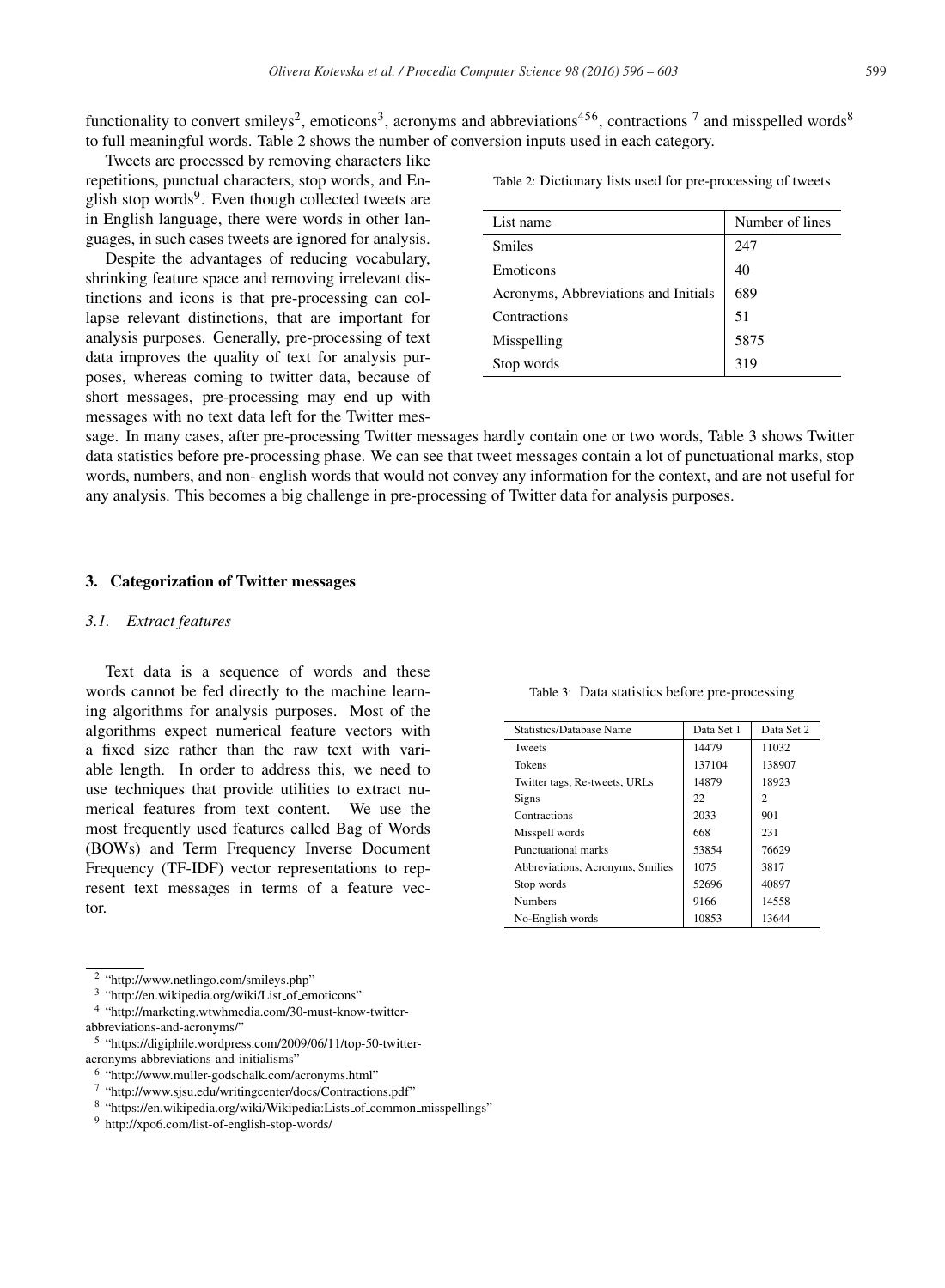functionality to convert smileys[2], emoticons[3], acronyms and abbreviations[4,5,6], contractions [7] and misspelled words[8] to full meaningful words. Table 2 shows the number of conversion inputs used in each category.

Tweets are processed by removing characters like repetitions, punctual characters, stop words, and English stop words[9]. Even though collected tweets are in English language, there were words in other languages, in such cases tweets are ignored for analysis.

Table 2: Dictionary lists used for pre-processing of tweets

| List name | Number of lines |
|---|---|
| Smiles | 247 |
| Emoticons | 40 |
| Acronyms, Abbreviations and Initials | 689 |
| Contractions | 51 |
| Misspelling | 5875 |
| Stop words | 319 |

Despite the advantages of reducing vocabulary, shrinking feature space and removing irrelevant distinctions and icons is that pre-processing can collapse relevant distinctions, that are important for analysis purposes. Generally, pre-processing of text data improves the quality of text for analysis purposes, whereas coming to twitter data, because of short messages, pre-processing may end up with messages with no text data left for the Twitter message. In many cases, after pre-processing Twitter messages hardly contain one or two words, Table 3 shows Twitter data statistics before pre-processing phase. We can see that tweet messages contain a lot of punctuational marks, stop words, numbers, and non- english words that would not convey any information for the context, and are not useful for any analysis. This becomes a big challenge in pre-processing of Twitter data for analysis purposes.

## 3. Categorization of Twitter messages

### *3.1. Extract features*

Text data is a sequence of words and these words cannot be fed directly to the machine learning algorithms for analysis purposes. Most of the algorithms expect numerical feature vectors with a fixed size rather than the raw text with variable length. In order to address this, we need to use techniques that provide utilities to extract numerical features from text content. We use the most frequently used features called Bag of Words (BOWs) and Term Frequency Inverse Document Frequency (TF-IDF) vector representations to represent text messages in terms of a feature vector.

Table 3: Data statistics before pre-processing

| Statistics/Database Name | Data Set 1 | Data Set 2 |
|---|---|---|
| Tweets | 14479 | 11032 |
| Tokens | 137104 | 138907 |
| Twitter tags, Re-tweets, URLs | 14879 | 18923 |
| Signs | 22 | 2 |
| Contractions | 2033 | 901 |
| Misspell words | 668 | 231 |
| Punctuational marks | 53854 | 76629 |
| Abbreviations, Acronyms, Smilies | 1075 | 3817 |
| Stop words | 52696 | 40897 |
| Numbers | 9166 | 14558 |
| No-English words | 10853 | 13644 |

[2] "http://www.netlingo.com/smileys.php"

[3] "http://en.wikipedia.org/wiki/List_of_emoticons"

[4] "http://marketing.wtwhmedia.com/30-must-know-twitter-abbreviations-and-acronyms/"

[5] "https://digiphile.wordpress.com/2009/06/11/top-50-twitter-acronyms-abbreviations-and-initialisms"

[6] "http://www.muller-godschalk.com/acronyms.html"

[7] "http://www.sjsu.edu/writingcenter/docs/Contractions.pdf"

[8] "https://en.wikipedia.org/wiki/Wikipedia:Lists_of_common_misspellings"

[9] http://xpo6.com/list-of-english-stop-words/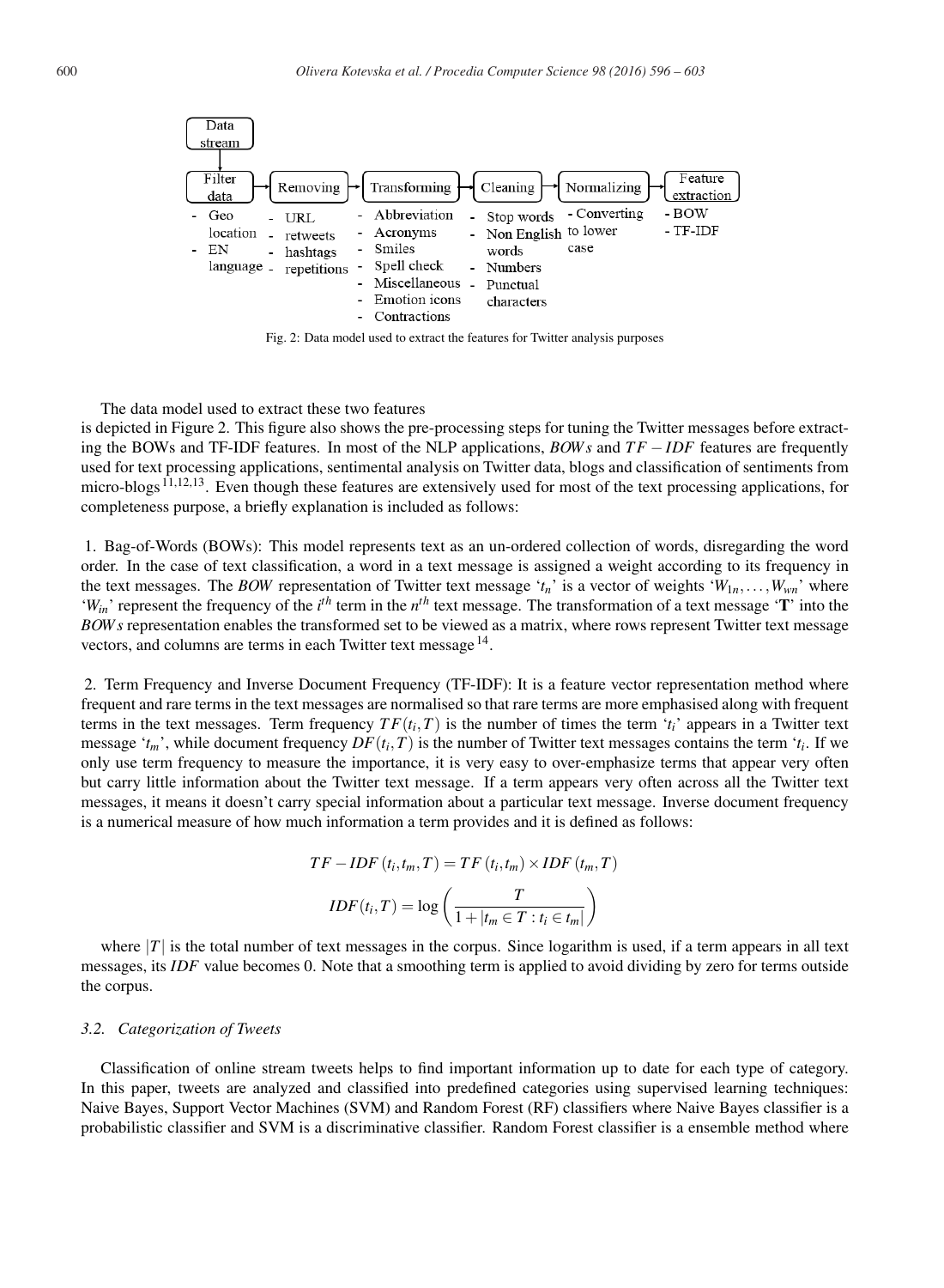Data stream → Filter data → Removing → Transforming → Cleaning → Normalizing → Feature extraction

- Filter data:
  - Geo location
  - EN language
- Removing:
  - URL
  - retweets
  - hashtags
  - repetitions
- Transforming:
  - Abbreviation
  - Acronyms
  - Smiles
  - Spell check
  - Miscellaneous
  - Emotion icons
  - Contractions
- Cleaning:
  - Stop words
  - Non English words
  - Numbers
  - Punctual characters
- Normalizing:
  - Converting to lower case
- Feature extraction:
  - BOW
  - TF-IDF

Fig. 2: Data model used to extract the features for Twitter analysis purposes

The data model used to extract these two features is depicted in Figure 2. This figure also shows the pre-processing steps for tuning the Twitter messages before extracting the BOWs and TF-IDF features. In most of the NLP applications, *BOWs* and $TF-IDF$ features are frequently used for text processing applications, sentimental analysis on Twitter data, blogs and classification of sentiments from micro-blogs[11,12,13]. Even though these features are extensively used for most of the text processing applications, for completeness purpose, a briefly explanation is included as follows:

1. Bag-of-Words (BOWs): This model represents text as an un-ordered collection of words, disregarding the word order. In the case of text classification, a word in a text message is assigned a weight according to its frequency in the text messages. The *BOW* representation of Twitter text message '$t_n$' is a vector of weights '$W_{1n}, \ldots, W_{wn}$' where '$W_{in}$' represent the frequency of the $i^{th}$ term in the $n^{th}$ text message. The transformation of a text message '**T**' into the *BOWs* representation enables the transformed set to be viewed as a matrix, where rows represent Twitter text message vectors, and columns are terms in each Twitter text message[14].

2. Term Frequency and Inverse Document Frequency (TF-IDF): It is a feature vector representation method where frequent and rare terms in the text messages are normalised so that rare terms are more emphasised along with frequent terms in the text messages. Term frequency $TF(t_i, T)$ is the number of times the term '$t_i$' appears in a Twitter text message '$t_m$', while document frequency $DF(t_i, T)$ is the number of Twitter text messages contains the term '$t_i$'. If we only use term frequency to measure the importance, it is very easy to over-emphasize terms that appear very often but carry little information about the Twitter text message. If a term appears very often across all the Twitter text messages, it means it doesn't carry special information about a particular text message. Inverse document frequency is a numerical measure of how much information a term provides and it is defined as follows:

$$TF-IDF\,(t_i, t_m, T) = TF\,(t_i, t_m) \times IDF\,(t_m, T)$$

$$IDF(t_i, T) = \log\left(\frac{T}{1 + |t_m \in T : t_i \in t_m|}\right)$$

where $|T|$ is the total number of text messages in the corpus. Since logarithm is used, if a term appears in all text messages, its *IDF* value becomes 0. Note that a smoothing term is applied to avoid dividing by zero for terms outside the corpus.

### 3.2. Categorization of Tweets

Classification of online stream tweets helps to find important information up to date for each type of category. In this paper, tweets are analyzed and classified into predefined categories using supervised learning techniques: Naive Bayes, Support Vector Machines (SVM) and Random Forest (RF) classifiers where Naive Bayes classifier is a probabilistic classifier and SVM is a discriminative classifier. Random Forest classifier is a ensemble method where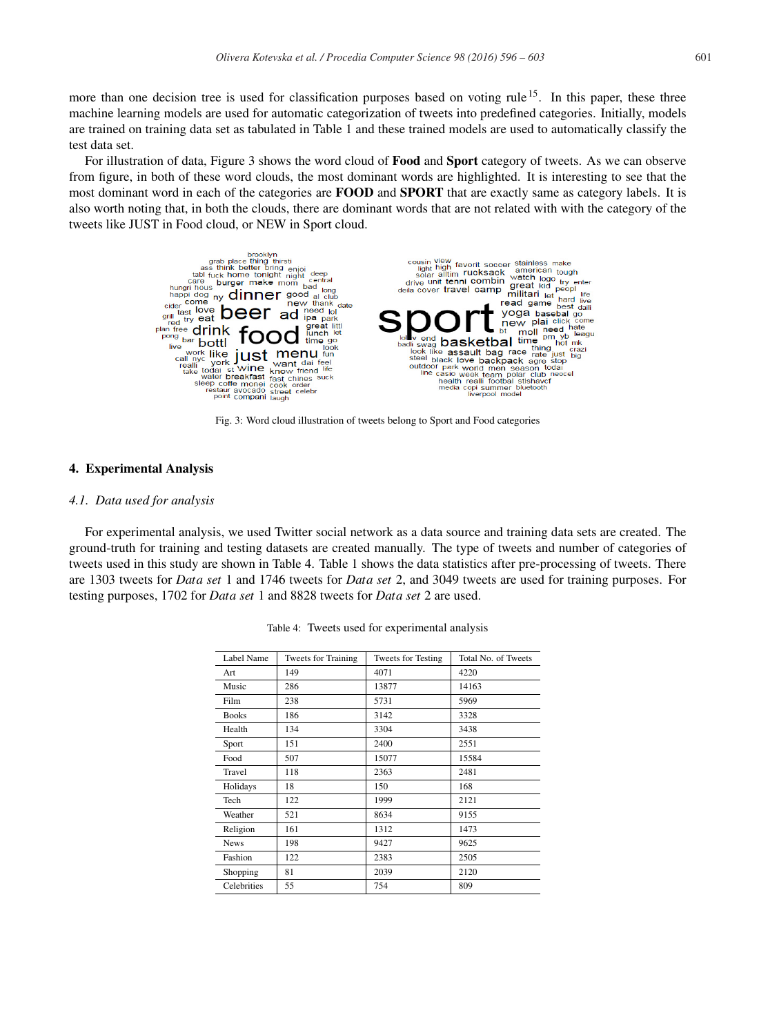more than one decision tree is used for classification purposes based on voting rule[15]. In this paper, these three machine learning models are used for automatic categorization of tweets into predefined categories. Initially, models are trained on training data set as tabulated in Table 1 and these trained models are used to automatically classify the test data set.

For illustration of data, Figure 3 shows the word cloud of **Food** and **Sport** category of tweets. As we can observe from figure, in both of these word clouds, the most dominant words are highlighted. It is interesting to see that the most dominant word in each of the categories are **FOOD** and **SPORT** that are exactly same as category labels. It is also worth noting that, in both the clouds, there are dominant words that are not related with with the category of the tweets like JUST in Food cloud, or NEW in Sport cloud.

Fig. 3: Word cloud illustration of tweets belong to Sport and Food categories

## 4. Experimental Analysis

### *4.1. Data used for analysis*

For experimental analysis, we used Twitter social network as a data source and training data sets are created. The ground-truth for training and testing datasets are created manually. The type of tweets and number of categories of tweets used in this study are shown in Table 4. Table 1 shows the data statistics after pre-processing of tweets. There are 1303 tweets for *Data set* 1 and 1746 tweets for *Data set* 2, and 3049 tweets are used for training purposes. For testing purposes, 1702 for *Data set* 1 and 8828 tweets for *Data set* 2 are used.

Table 4: Tweets used for experimental analysis

| Label Name | Tweets for Training | Tweets for Testing | Total No. of Tweets |
|---|---|---|---|
| Art | 149 | 4071 | 4220 |
| Music | 286 | 13877 | 14163 |
| Film | 238 | 5731 | 5969 |
| Books | 186 | 3142 | 3328 |
| Health | 134 | 3304 | 3438 |
| Sport | 151 | 2400 | 2551 |
| Food | 507 | 15077 | 15584 |
| Travel | 118 | 2363 | 2481 |
| Holidays | 18 | 150 | 168 |
| Tech | 122 | 1999 | 2121 |
| Weather | 521 | 8634 | 9155 |
| Religion | 161 | 1312 | 1473 |
| News | 198 | 9427 | 9625 |
| Fashion | 122 | 2383 | 2505 |
| Shopping | 81 | 2039 | 2120 |
| Celebrities | 55 | 754 | 809 |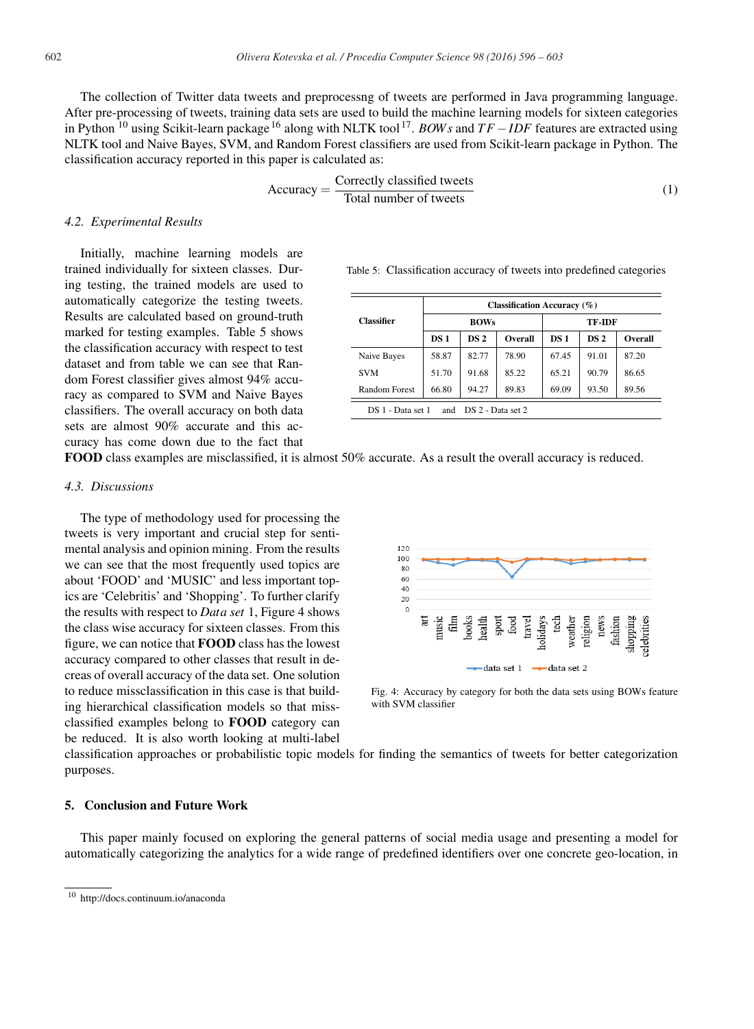The collection of Twitter data tweets and preprocessng of tweets are performed in Java programming language. After pre-processing of tweets, training data sets are used to build the machine learning models for sixteen categories in Python [10] using Scikit-learn package [16] along with NLTK tool [17]. $BOWs$ and $TF-IDF$ features are extracted using NLTK tool and Naive Bayes, SVM, and Random Forest classifiers are used from Scikit-learn package in Python. The classification accuracy reported in this paper is calculated as:

$$\text{Accuracy} = \frac{\text{Correctly classified tweets}}{\text{Total number of tweets}} \tag{1}$$

### 4.2. Experimental Results

Initially, machine learning models are trained individually for sixteen classes. During testing, the trained models are used to automatically categorize the testing tweets. Results are calculated based on ground-truth marked for testing examples. Table 5 shows the classification accuracy with respect to test dataset and from table we can see that Random Forest classifier gives almost 94% accuracy as compared to SVM and Naive Bayes classifiers. The overall accuracy on both data sets are almost 90% accurate and this accuracy has come down due to the fact that **FOOD** class examples are misclassified, it is almost 50% accurate. As a result the overall accuracy is reduced.

Table 5: Classification accuracy of tweets into predefined categories

| Classifier | Classification Accuracy (%) | | | | | |
|---|---|---|---|---|---|---|
| | BOWs | | | TF-IDF | | |
| | DS 1 | DS 2 | Overall | DS 1 | DS 2 | Overall |
| Naive Bayes | 58.87 | 82.77 | 78.90 | 67.45 | 91.01 | 87.20 |
| SVM | 51.70 | 91.68 | 85.22 | 65.21 | 90.79 | 86.65 |
| Random Forest | 66.80 | 94.27 | 89.83 | 69.09 | 93.50 | 89.56 |

DS 1 - Data set 1 and DS 2 - Data set 2

### 4.3. Discussions

The type of methodology used for processing the tweets is very important and crucial step for sentimental analysis and opinion mining. From the results we can see that the most frequently used topics are about 'FOOD' and 'MUSIC' and less important topics are 'Celebritis' and 'Shopping'. To further clarify the results with respect to *Data set* 1, Figure 4 shows the class wise accuracy for sixteen classes. From this figure, we can notice that **FOOD** class has the lowest accuracy compared to other classes that result in decreas of overall accuracy of the data set. One solution to reduce missclassification in this case is that building hierarchical classification models so that missclassified examples belong to **FOOD** category can be reduced. It is also worth looking at multi-label classification approaches or probabilistic topic models for finding the semantics of tweets for better categorization purposes.

Fig. 4: Accuracy by category for both the data sets using BOWs feature with SVM classifier

## 5. Conclusion and Future Work

This paper mainly focused on exploring the general patterns of social media usage and presenting a model for automatically categorizing the analytics for a wide range of predefined identifiers over one concrete geo-location, in

[10] http://docs.continuum.io/anaconda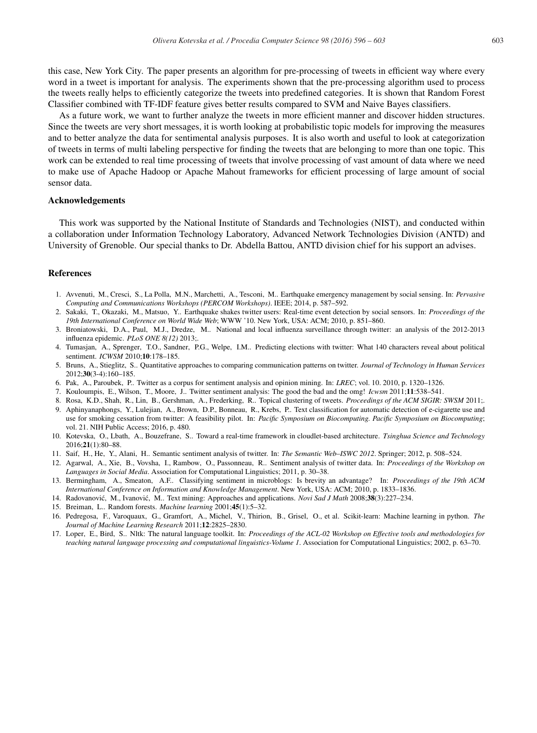this case, New York City. The paper presents an algorithm for pre-processing of tweets in efficient way where every word in a tweet is important for analysis. The experiments shown that the pre-processing algorithm used to process the tweets really helps to efficiently categorize the tweets into predefined categories. It is shown that Random Forest Classifier combined with TF-IDF feature gives better results compared to SVM and Naive Bayes classifiers.

As a future work, we want to further analyze the tweets in more efficient manner and discover hidden structures. Since the tweets are very short messages, it is worth looking at probabilistic topic models for improving the measures and to better analyze the data for sentimental analysis purposes. It is also worth and useful to look at categorization of tweets in terms of multi labeling perspective for finding the tweets that are belonging to more than one topic. This work can be extended to real time processing of tweets that involve processing of vast amount of data where we need to make use of Apache Hadoop or Apache Mahout frameworks for efficient processing of large amount of social sensor data.

## Acknowledgements

This work was supported by the National Institute of Standards and Technologies (NIST), and conducted within a collaboration under Information Technology Laboratory, Advanced Network Technologies Division (ANTD) and University of Grenoble. Our special thanks to Dr. Abdella Battou, ANTD division chief for his support an advises.

## References

1. Avvenuti, M., Cresci, S., La Polla, M.N., Marchetti, A., Tesconi, M.. Earthquake emergency management by social sensing. In: *Pervasive Computing and Communications Workshops (PERCOM Workshops)*. IEEE; 2014, p. 587–592.
2. Sakaki, T., Okazaki, M., Matsuo, Y.. Earthquake shakes twitter users: Real-time event detection by social sensors. In: *Proceedings of the 19th International Conference on World Wide Web*; WWW '10. New York, USA: ACM; 2010, p. 851–860.
3. Broniatowski, D.A., Paul, M.J., Dredze, M.. National and local influenza surveillance through twitter: an analysis of the 2012-2013 influenza epidemic. *PLoS ONE 8(12)* 2013;.
4. Tumasjan, A., Sprenger, T.O., Sandner, P.G., Welpe, I.M.. Predicting elections with twitter: What 140 characters reveal about political sentiment. *ICWSM* 2010;**10**:178–185.
5. Bruns, A., Stieglitz, S.. Quantitative approaches to comparing communication patterns on twitter. *Journal of Technology in Human Services* 2012;**30**(3-4):160–185.
6. Pak, A., Paroubek, P.. Twitter as a corpus for sentiment analysis and opinion mining. In: *LREC*; vol. 10. 2010, p. 1320–1326.
7. Kouloumpis, E., Wilson, T., Moore, J.. Twitter sentiment analysis: The good the bad and the omg! *Icwsm* 2011;**11**:538–541.
8. Rosa, K.D., Shah, R., Lin, B., Gershman, A., Frederking, R.. Topical clustering of tweets. *Proceedings of the ACM SIGIR: SWSM* 2011;.
9. Aphinyanaphongs, Y., Lulejian, A., Brown, D.P., Bonneau, R., Krebs, P.. Text classification for automatic detection of e-cigarette use and use for smoking cessation from twitter: A feasibility pilot. In: *Pacific Symposium on Biocomputing. Pacific Symposium on Biocomputing*; vol. 21. NIH Public Access; 2016, p. 480.
10. Kotevska, O., Lbath, A., Bouzefrane, S.. Toward a real-time framework in cloudlet-based architecture. *Tsinghua Science and Technology* 2016;**21**(1):80–88.
11. Saif, H., He, Y., Alani, H.. Semantic sentiment analysis of twitter. In: *The Semantic Web–ISWC 2012*. Springer; 2012, p. 508–524.
12. Agarwal, A., Xie, B., Vovsha, I., Rambow, O., Passonneau, R.. Sentiment analysis of twitter data. In: *Proceedings of the Workshop on Languages in Social Media*. Association for Computational Linguistics; 2011, p. 30–38.
13. Bermingham, A., Smeaton, A.F.. Classifying sentiment in microblogs: Is brevity an advantage? In: *Proceedings of the 19th ACM International Conference on Information and Knowledge Management*. New York, USA: ACM; 2010, p. 1833–1836.
14. Radovanović, M., Ivanović, M.. Text mining: Approaches and applications. *Novi Sad J Math* 2008;**38**(3):227–234.
15. Breiman, L.. Random forests. *Machine learning* 2001;**45**(1):5–32.
16. Pedregosa, F., Varoquaux, G., Gramfort, A., Michel, V., Thirion, B., Grisel, O., et al. Scikit-learn: Machine learning in python. *The Journal of Machine Learning Research* 2011;**12**:2825–2830.
17. Loper, E., Bird, S.. Nltk: The natural language toolkit. In: *Proceedings of the ACL-02 Workshop on Effective tools and methodologies for teaching natural language processing and computational linguistics-Volume 1*. Association for Computational Linguistics; 2002, p. 63–70.